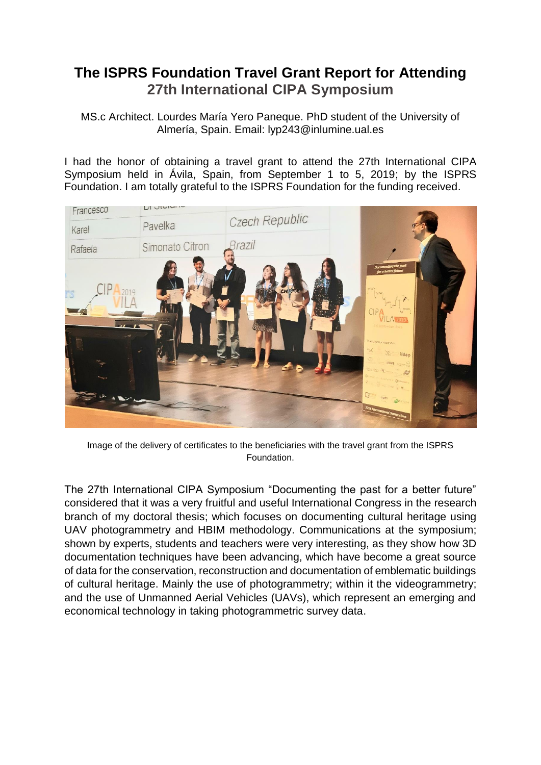# The ISPRS Foundation Travel Grant Report for Attending
## 27th International CIPA Symposium

MS.c Architect. Lourdes María Yero Paneque. PhD student of the University of Almería, Spain. Email: lyp243@inlumine.ual.es

I had the honor of obtaining a travel grant to attend the 27th International CIPA Symposium held in Ávila, Spain, from September 1 to 5, 2019; by the ISPRS Foundation. I am totally grateful to the ISPRS Foundation for the funding received.

Image of the delivery of certificates to the beneficiaries with the travel grant from the ISPRS Foundation.

The 27th International CIPA Symposium "Documenting the past for a better future" considered that it was a very fruitful and useful International Congress in the research branch of my doctoral thesis; which focuses on documenting cultural heritage using UAV photogrammetry and HBIM methodology. Communications at the symposium; shown by experts, students and teachers were very interesting, as they show how 3D documentation techniques have been advancing, which have become a great source of data for the conservation, reconstruction and documentation of emblematic buildings of cultural heritage. Mainly the use of photogrammetry; within it the videogrammetry; and the use of Unmanned Aerial Vehicles (UAVs), which represent an emerging and economical technology in taking photogrammetric survey data.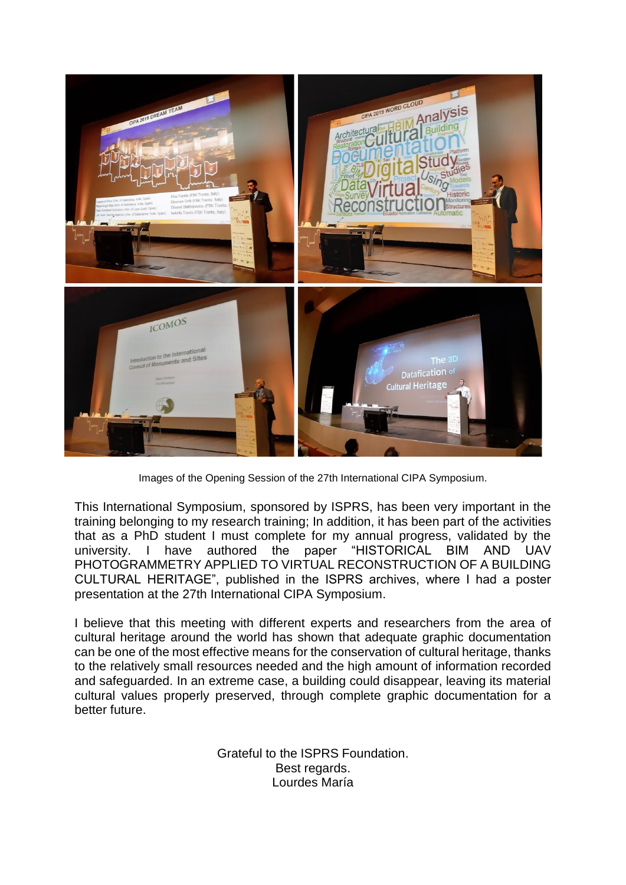Images of the Opening Session of the 27th International CIPA Symposium.

This International Symposium, sponsored by ISPRS, has been very important in the training belonging to my research training; In addition, it has been part of the activities that as a PhD student I must complete for my annual progress, validated by the university. I have authored the paper "HISTORICAL BIM AND UAV PHOTOGRAMMETRY APPLIED TO VIRTUAL RECONSTRUCTION OF A BUILDING CULTURAL HERITAGE", published in the ISPRS archives, where I had a poster presentation at the 27th International CIPA Symposium.

I believe that this meeting with different experts and researchers from the area of cultural heritage around the world has shown that adequate graphic documentation can be one of the most effective means for the conservation of cultural heritage, thanks to the relatively small resources needed and the high amount of information recorded and safeguarded. In an extreme case, a building could disappear, leaving its material cultural values properly preserved, through complete graphic documentation for a better future.

Grateful to the ISPRS Foundation.
Best regards.
Lourdes María